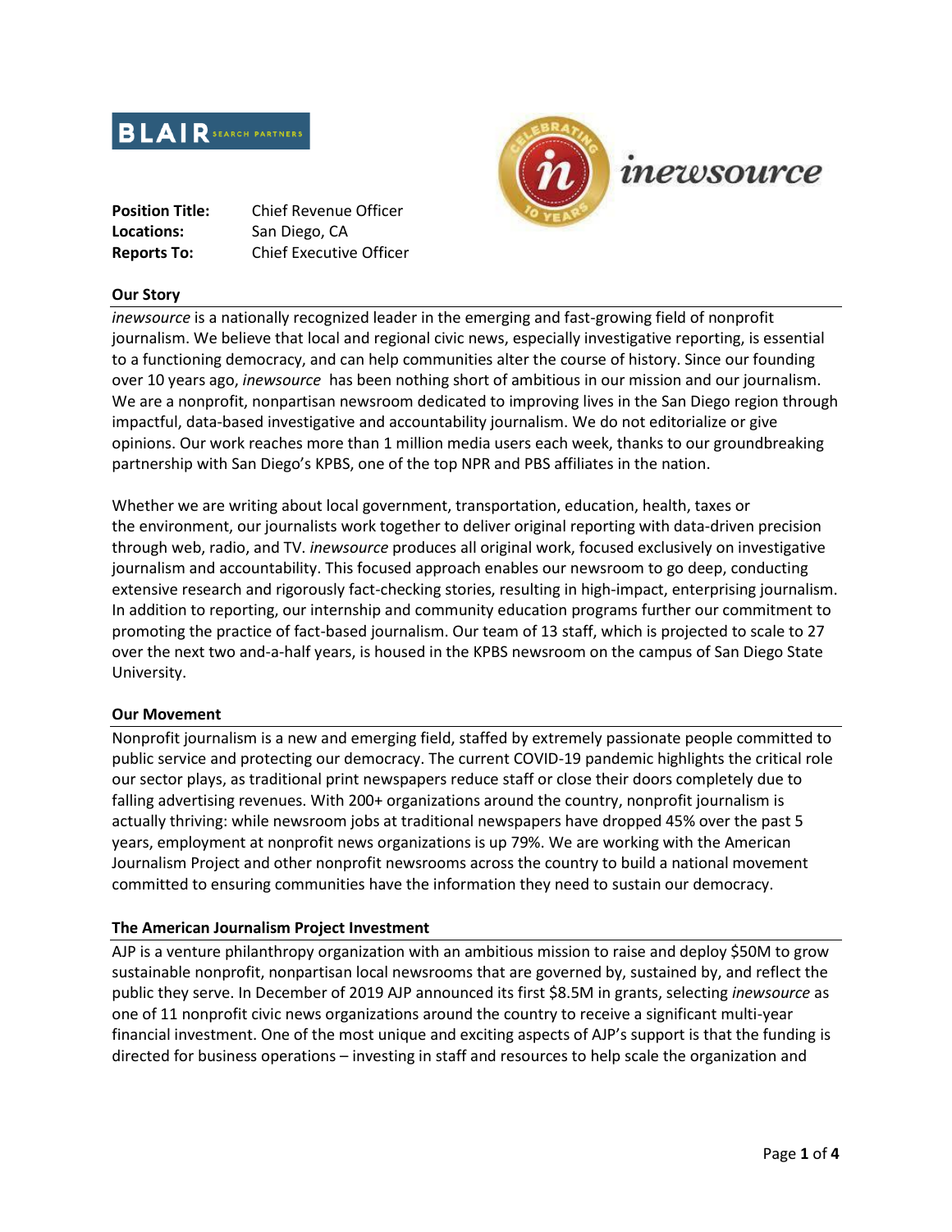**Position Title:** Chief Revenue Officer
**Locations:** San Diego, CA
**Reports To:** Chief Executive Officer

## Our Story

*inewsource* is a nationally recognized leader in the emerging and fast-growing field of nonprofit journalism. We believe that local and regional civic news, especially investigative reporting, is essential to a functioning democracy, and can help communities alter the course of history. Since our founding over 10 years ago, *inewsource* has been nothing short of ambitious in our mission and our journalism. We are a nonprofit, nonpartisan newsroom dedicated to improving lives in the San Diego region through impactful, data-based investigative and accountability journalism. We do not editorialize or give opinions. Our work reaches more than 1 million media users each week, thanks to our groundbreaking partnership with San Diego's KPBS, one of the top NPR and PBS affiliates in the nation.

Whether we are writing about local government, transportation, education, health, taxes or the environment, our journalists work together to deliver original reporting with data-driven precision through web, radio, and TV. *inewsource* produces all original work, focused exclusively on investigative journalism and accountability. This focused approach enables our newsroom to go deep, conducting extensive research and rigorously fact-checking stories, resulting in high-impact, enterprising journalism. In addition to reporting, our internship and community education programs further our commitment to promoting the practice of fact-based journalism. Our team of 13 staff, which is projected to scale to 27 over the next two and-a-half years, is housed in the KPBS newsroom on the campus of San Diego State University.

## Our Movement

Nonprofit journalism is a new and emerging field, staffed by extremely passionate people committed to public service and protecting our democracy. The current COVID-19 pandemic highlights the critical role our sector plays, as traditional print newspapers reduce staff or close their doors completely due to falling advertising revenues. With 200+ organizations around the country, nonprofit journalism is actually thriving: while newsroom jobs at traditional newspapers have dropped 45% over the past 5 years, employment at nonprofit news organizations is up 79%. We are working with the American Journalism Project and other nonprofit newsrooms across the country to build a national movement committed to ensuring communities have the information they need to sustain our democracy.

## The American Journalism Project Investment

AJP is a venture philanthropy organization with an ambitious mission to raise and deploy $50M to grow sustainable nonprofit, nonpartisan local newsrooms that are governed by, sustained by, and reflect the public they serve. In December of 2019 AJP announced its first $8.5M in grants, selecting *inewsource* as one of 11 nonprofit civic news organizations around the country to receive a significant multi-year financial investment. One of the most unique and exciting aspects of AJP's support is that the funding is directed for business operations – investing in staff and resources to help scale the organization and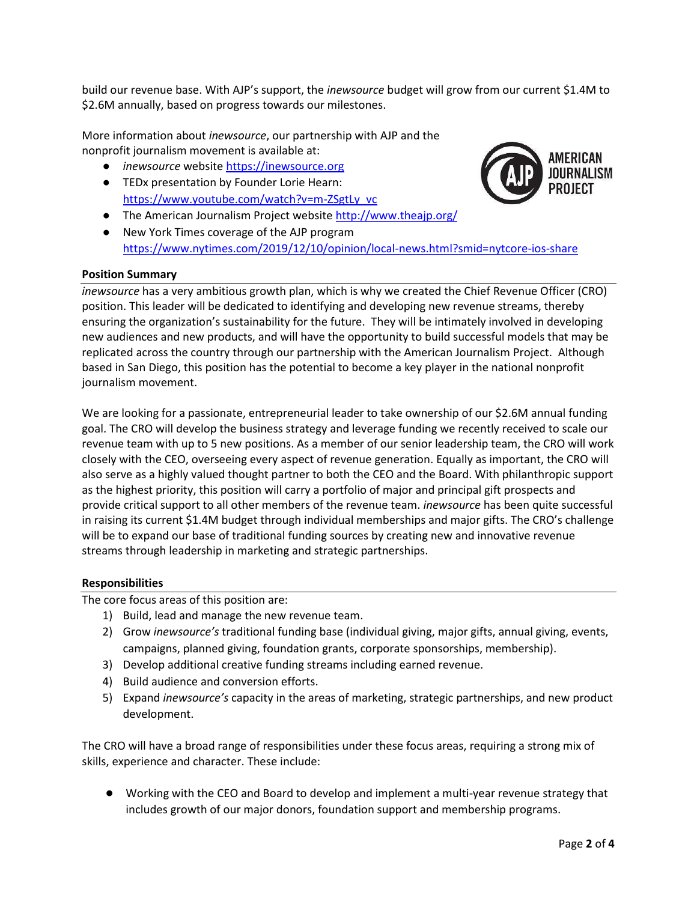build our revenue base. With AJP's support, the *inewsource* budget will grow from our current $1.4M to $2.6M annually, based on progress towards our milestones.

More information about *inewsource*, our partnership with AJP and the nonprofit journalism movement is available at:

- *inewsource* website https://inewsource.org
- TEDx presentation by Founder Lorie Hearn: https://www.youtube.com/watch?v=m-ZSgtLy_vc
- The American Journalism Project website http://www.theajp.org/
- New York Times coverage of the AJP program https://www.nytimes.com/2019/12/10/opinion/local-news.html?smid=nytcore-ios-share

**Position Summary**

*inewsource* has a very ambitious growth plan, which is why we created the Chief Revenue Officer (CRO) position. This leader will be dedicated to identifying and developing new revenue streams, thereby ensuring the organization's sustainability for the future. They will be intimately involved in developing new audiences and new products, and will have the opportunity to build successful models that may be replicated across the country through our partnership with the American Journalism Project. Although based in San Diego, this position has the potential to become a key player in the national nonprofit journalism movement.

We are looking for a passionate, entrepreneurial leader to take ownership of our $2.6M annual funding goal. The CRO will develop the business strategy and leverage funding we recently received to scale our revenue team with up to 5 new positions. As a member of our senior leadership team, the CRO will work closely with the CEO, overseeing every aspect of revenue generation. Equally as important, the CRO will also serve as a highly valued thought partner to both the CEO and the Board. With philanthropic support as the highest priority, this position will carry a portfolio of major and principal gift prospects and provide critical support to all other members of the revenue team. *inewsource* has been quite successful in raising its current $1.4M budget through individual memberships and major gifts. The CRO's challenge will be to expand our base of traditional funding sources by creating new and innovative revenue streams through leadership in marketing and strategic partnerships.

**Responsibilities**

The core focus areas of this position are:

1) Build, lead and manage the new revenue team.
2) Grow *inewsource's* traditional funding base (individual giving, major gifts, annual giving, events, campaigns, planned giving, foundation grants, corporate sponsorships, membership).
3) Develop additional creative funding streams including earned revenue.
4) Build audience and conversion efforts.
5) Expand *inewsource's* capacity in the areas of marketing, strategic partnerships, and new product development.

The CRO will have a broad range of responsibilities under these focus areas, requiring a strong mix of skills, experience and character. These include:

- Working with the CEO and Board to develop and implement a multi-year revenue strategy that includes growth of our major donors, foundation support and membership programs.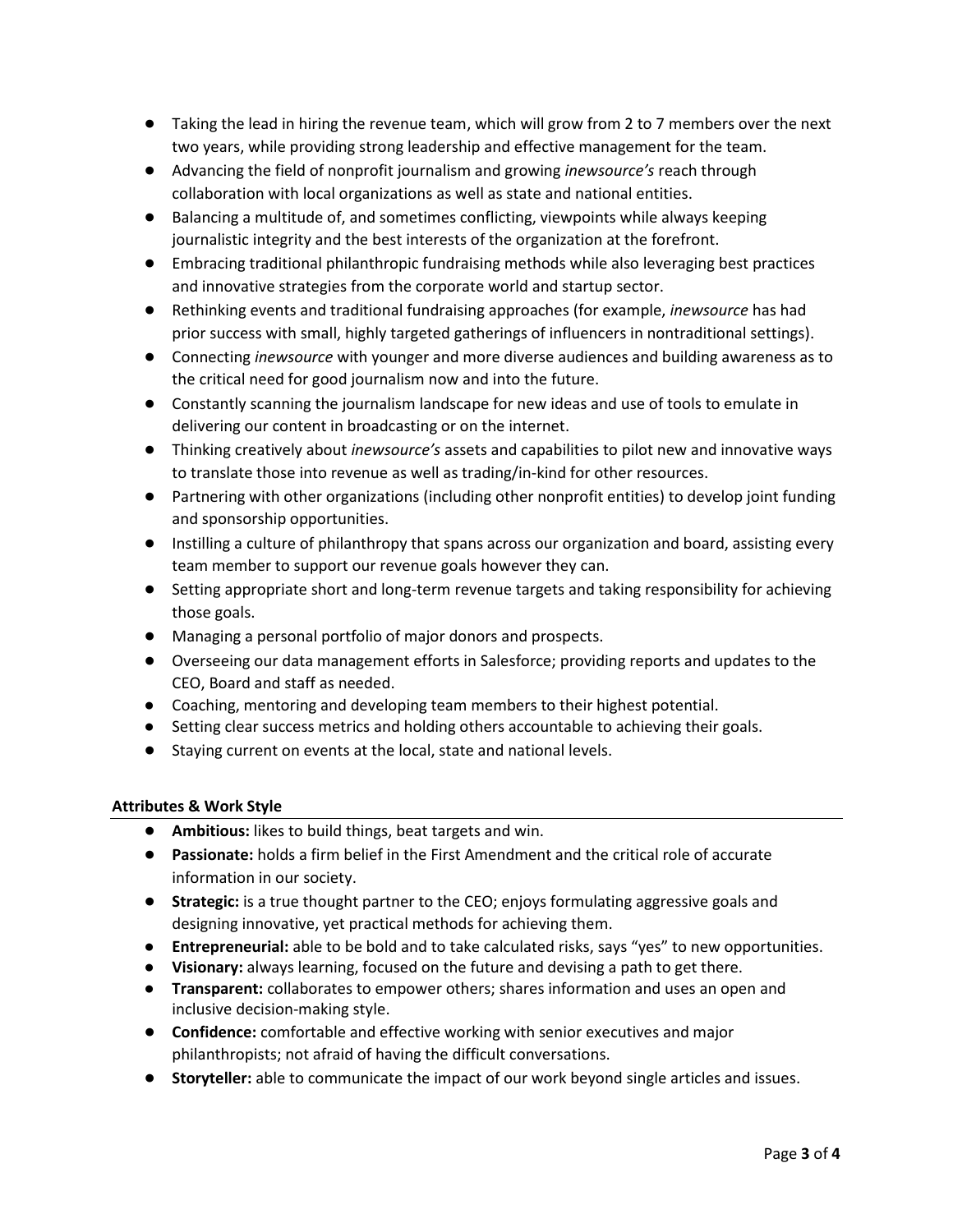- Taking the lead in hiring the revenue team, which will grow from 2 to 7 members over the next two years, while providing strong leadership and effective management for the team.
- Advancing the field of nonprofit journalism and growing *inewsource's* reach through collaboration with local organizations as well as state and national entities.
- Balancing a multitude of, and sometimes conflicting, viewpoints while always keeping journalistic integrity and the best interests of the organization at the forefront.
- Embracing traditional philanthropic fundraising methods while also leveraging best practices and innovative strategies from the corporate world and startup sector.
- Rethinking events and traditional fundraising approaches (for example, *inewsource* has had prior success with small, highly targeted gatherings of influencers in nontraditional settings).
- Connecting *inewsource* with younger and more diverse audiences and building awareness as to the critical need for good journalism now and into the future.
- Constantly scanning the journalism landscape for new ideas and use of tools to emulate in delivering our content in broadcasting or on the internet.
- Thinking creatively about *inewsource's* assets and capabilities to pilot new and innovative ways to translate those into revenue as well as trading/in-kind for other resources.
- Partnering with other organizations (including other nonprofit entities) to develop joint funding and sponsorship opportunities.
- Instilling a culture of philanthropy that spans across our organization and board, assisting every team member to support our revenue goals however they can.
- Setting appropriate short and long-term revenue targets and taking responsibility for achieving those goals.
- Managing a personal portfolio of major donors and prospects.
- Overseeing our data management efforts in Salesforce; providing reports and updates to the CEO, Board and staff as needed.
- Coaching, mentoring and developing team members to their highest potential.
- Setting clear success metrics and holding others accountable to achieving their goals.
- Staying current on events at the local, state and national levels.

### Attributes & Work Style

- **Ambitious:** likes to build things, beat targets and win.
- **Passionate:** holds a firm belief in the First Amendment and the critical role of accurate information in our society.
- **Strategic:** is a true thought partner to the CEO; enjoys formulating aggressive goals and designing innovative, yet practical methods for achieving them.
- **Entrepreneurial:** able to be bold and to take calculated risks, says "yes" to new opportunities.
- **Visionary:** always learning, focused on the future and devising a path to get there.
- **Transparent:** collaborates to empower others; shares information and uses an open and inclusive decision-making style.
- **Confidence:** comfortable and effective working with senior executives and major philanthropists; not afraid of having the difficult conversations.
- **Storyteller:** able to communicate the impact of our work beyond single articles and issues.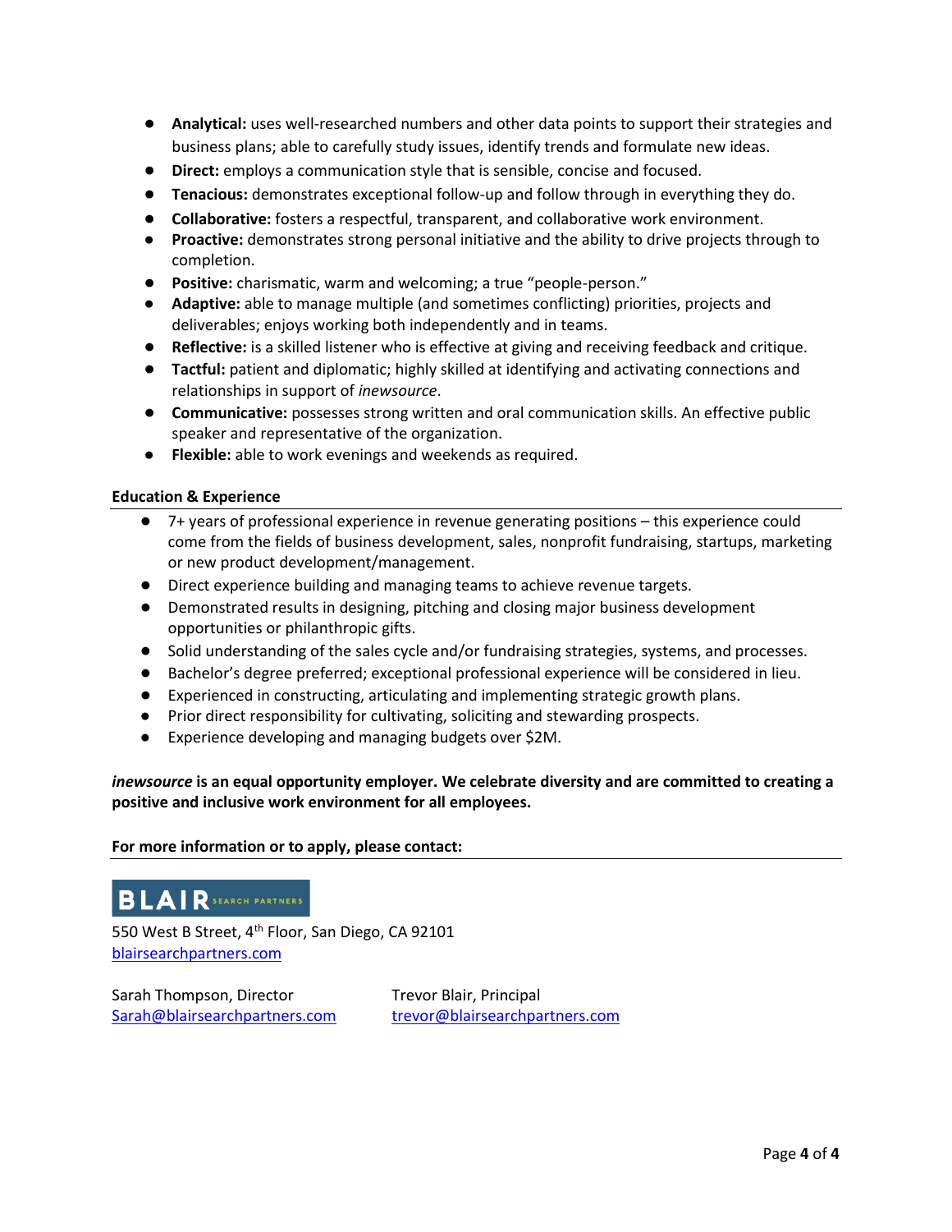- **Analytical:** uses well-researched numbers and other data points to support their strategies and business plans; able to carefully study issues, identify trends and formulate new ideas.
- **Direct:** employs a communication style that is sensible, concise and focused.
- **Tenacious:** demonstrates exceptional follow-up and follow through in everything they do.
- **Collaborative:** fosters a respectful, transparent, and collaborative work environment.
- **Proactive:** demonstrates strong personal initiative and the ability to drive projects through to completion.
- **Positive:** charismatic, warm and welcoming; a true "people-person."
- **Adaptive:** able to manage multiple (and sometimes conflicting) priorities, projects and deliverables; enjoys working both independently and in teams.
- **Reflective:** is a skilled listener who is effective at giving and receiving feedback and critique.
- **Tactful:** patient and diplomatic; highly skilled at identifying and activating connections and relationships in support of *inewsource*.
- **Communicative:** possesses strong written and oral communication skills. An effective public speaker and representative of the organization.
- **Flexible:** able to work evenings and weekends as required.

**Education & Experience**

- 7+ years of professional experience in revenue generating positions – this experience could come from the fields of business development, sales, nonprofit fundraising, startups, marketing or new product development/management.
- Direct experience building and managing teams to achieve revenue targets.
- Demonstrated results in designing, pitching and closing major business development opportunities or philanthropic gifts.
- Solid understanding of the sales cycle and/or fundraising strategies, systems, and processes.
- Bachelor's degree preferred; exceptional professional experience will be considered in lieu.
- Experienced in constructing, articulating and implementing strategic growth plans.
- Prior direct responsibility for cultivating, soliciting and stewarding prospects.
- Experience developing and managing budgets over $2M.

***inewsource* is an equal opportunity employer. We celebrate diversity and are committed to creating a positive and inclusive work environment for all employees.**

**For more information or to apply, please contact:**

BLAIR SEARCH PARTNERS

550 West B Street, 4th Floor, San Diego, CA 92101
blairsearchpartners.com

Sarah Thompson, Director
Sarah@blairsearchpartners.com

Trevor Blair, Principal
trevor@blairsearchpartners.com